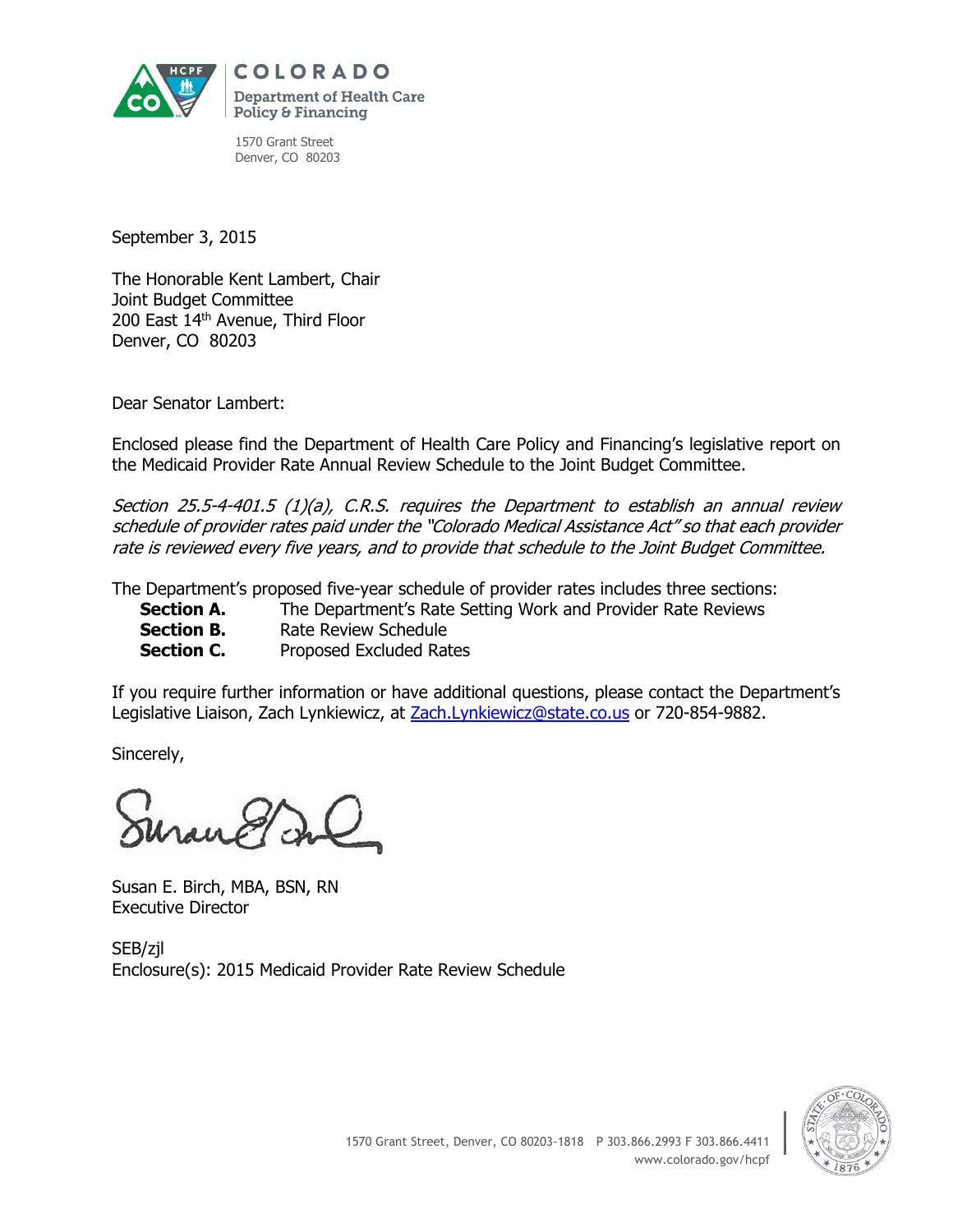COLORADO
Department of Health Care Policy & Financing

1570 Grant Street
Denver, CO 80203

September 3, 2015

The Honorable Kent Lambert, Chair
Joint Budget Committee
200 East 14th Avenue, Third Floor
Denver, CO 80203

Dear Senator Lambert:

Enclosed please find the Department of Health Care Policy and Financing's legislative report on the Medicaid Provider Rate Annual Review Schedule to the Joint Budget Committee.

*Section 25.5-4-401.5 (1)(a), C.R.S. requires the Department to establish an annual review schedule of provider rates paid under the "Colorado Medical Assistance Act" so that each provider rate is reviewed every five years, and to provide that schedule to the Joint Budget Committee.*

The Department's proposed five-year schedule of provider rates includes three sections:

- **Section A.** The Department's Rate Setting Work and Provider Rate Reviews
- **Section B.** Rate Review Schedule
- **Section C.** Proposed Excluded Rates

If you require further information or have additional questions, please contact the Department's Legislative Liaison, Zach Lynkiewicz, at Zach.Lynkiewicz@state.co.us or 720-854-9882.

Sincerely,

Susan E. Birch, MBA, BSN, RN
Executive Director

SEB/zjl
Enclosure(s): 2015 Medicaid Provider Rate Review Schedule

1570 Grant Street, Denver, CO 80203-1818 P 303.866.2993 F 303.866.4411
www.colorado.gov/hcpf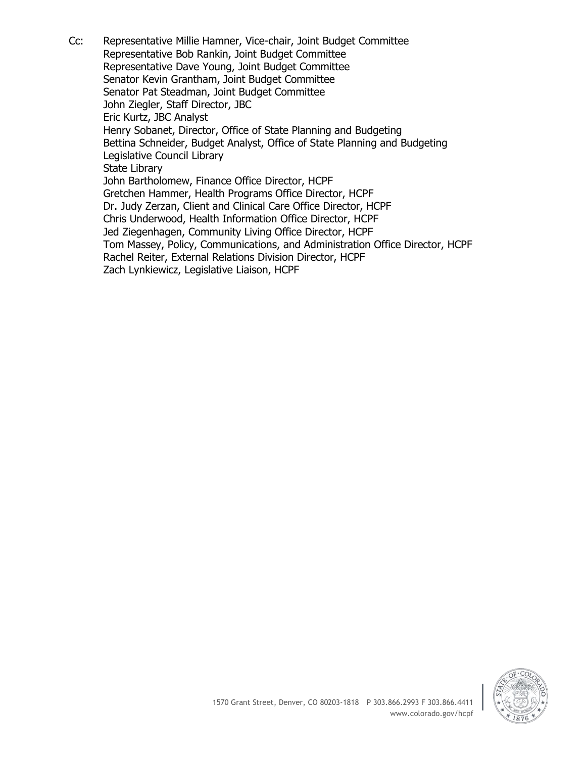Cc: Representative Millie Hamner, Vice-chair, Joint Budget Committee
Representative Bob Rankin, Joint Budget Committee
Representative Dave Young, Joint Budget Committee
Senator Kevin Grantham, Joint Budget Committee
Senator Pat Steadman, Joint Budget Committee
John Ziegler, Staff Director, JBC
Eric Kurtz, JBC Analyst
Henry Sobanet, Director, Office of State Planning and Budgeting
Bettina Schneider, Budget Analyst, Office of State Planning and Budgeting
Legislative Council Library
State Library
John Bartholomew, Finance Office Director, HCPF
Gretchen Hammer, Health Programs Office Director, HCPF
Dr. Judy Zerzan, Client and Clinical Care Office Director, HCPF
Chris Underwood, Health Information Office Director, HCPF
Jed Ziegenhagen, Community Living Office Director, HCPF
Tom Massey, Policy, Communications, and Administration Office Director, HCPF
Rachel Reiter, External Relations Division Director, HCPF
Zach Lynkiewicz, Legislative Liaison, HCPF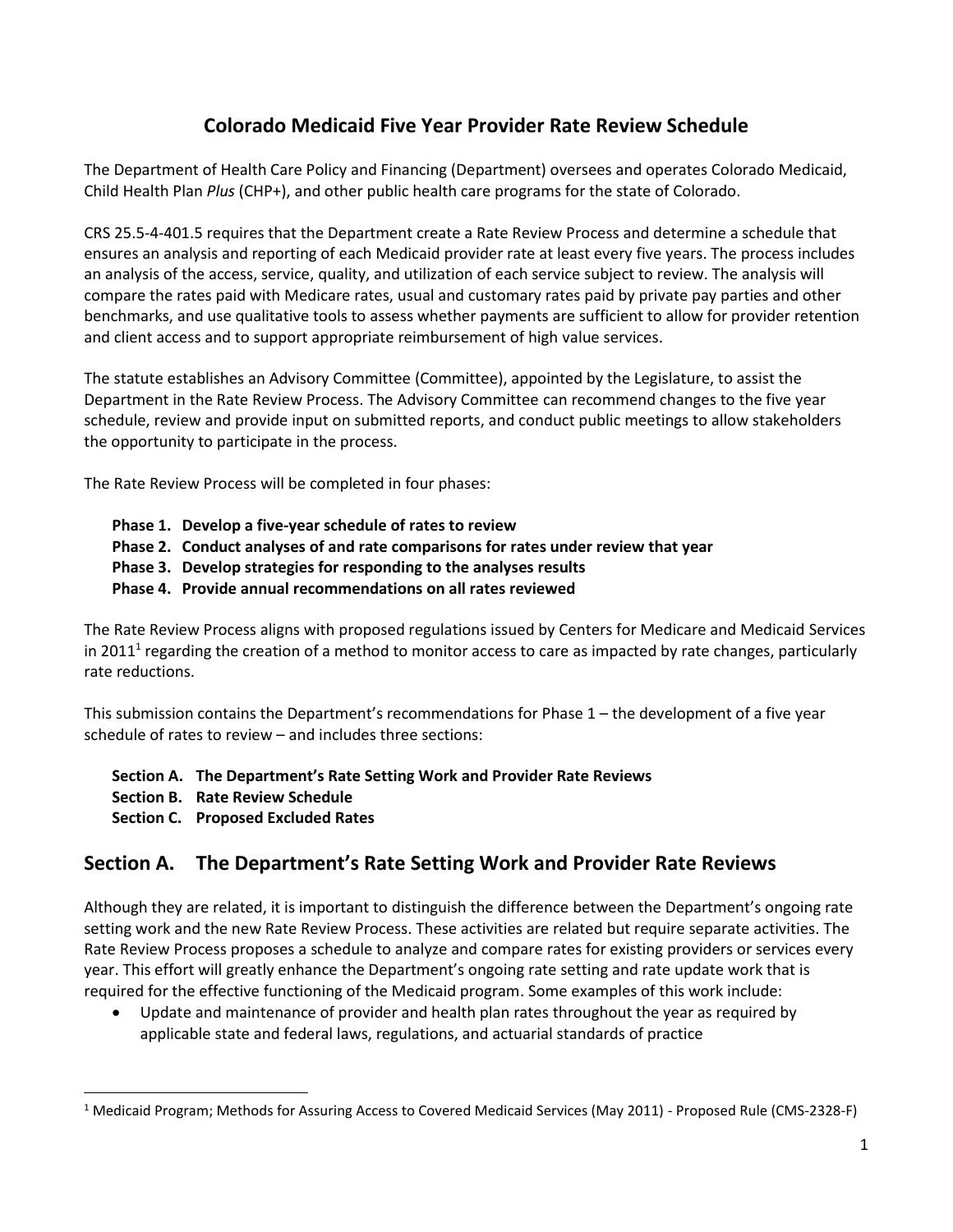# Colorado Medicaid Five Year Provider Rate Review Schedule

The Department of Health Care Policy and Financing (Department) oversees and operates Colorado Medicaid, Child Health Plan *Plus* (CHP+), and other public health care programs for the state of Colorado.

CRS 25.5-4-401.5 requires that the Department create a Rate Review Process and determine a schedule that ensures an analysis and reporting of each Medicaid provider rate at least every five years. The process includes an analysis of the access, service, quality, and utilization of each service subject to review. The analysis will compare the rates paid with Medicare rates, usual and customary rates paid by private pay parties and other benchmarks, and use qualitative tools to assess whether payments are sufficient to allow for provider retention and client access and to support appropriate reimbursement of high value services.

The statute establishes an Advisory Committee (Committee), appointed by the Legislature, to assist the Department in the Rate Review Process. The Advisory Committee can recommend changes to the five year schedule, review and provide input on submitted reports, and conduct public meetings to allow stakeholders the opportunity to participate in the process.

The Rate Review Process will be completed in four phases:

- **Phase 1. Develop a five-year schedule of rates to review**
- **Phase 2. Conduct analyses of and rate comparisons for rates under review that year**
- **Phase 3. Develop strategies for responding to the analyses results**
- **Phase 4. Provide annual recommendations on all rates reviewed**

The Rate Review Process aligns with proposed regulations issued by Centers for Medicare and Medicaid Services in 2011[1] regarding the creation of a method to monitor access to care as impacted by rate changes, particularly rate reductions.

This submission contains the Department's recommendations for Phase 1 – the development of a five year schedule of rates to review – and includes three sections:

- **Section A. The Department's Rate Setting Work and Provider Rate Reviews**
- **Section B. Rate Review Schedule**
- **Section C. Proposed Excluded Rates**

## Section A. The Department's Rate Setting Work and Provider Rate Reviews

Although they are related, it is important to distinguish the difference between the Department's ongoing rate setting work and the new Rate Review Process. These activities are related but require separate activities. The Rate Review Process proposes a schedule to analyze and compare rates for existing providers or services every year. This effort will greatly enhance the Department's ongoing rate setting and rate update work that is required for the effective functioning of the Medicaid program. Some examples of this work include:

- Update and maintenance of provider and health plan rates throughout the year as required by applicable state and federal laws, regulations, and actuarial standards of practice

[1] Medicaid Program; Methods for Assuring Access to Covered Medicaid Services (May 2011) - Proposed Rule (CMS-2328-F)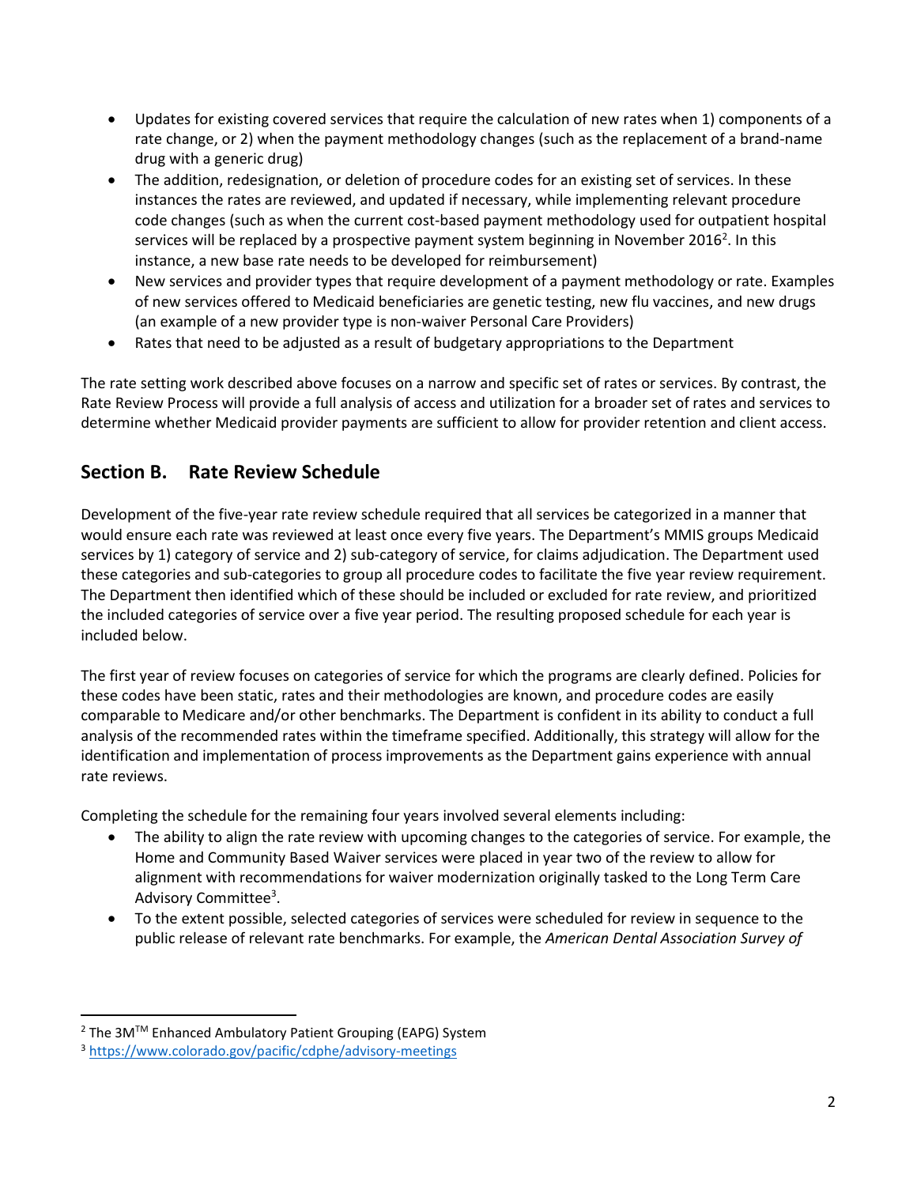- Updates for existing covered services that require the calculation of new rates when 1) components of a rate change, or 2) when the payment methodology changes (such as the replacement of a brand-name drug with a generic drug)
- The addition, redesignation, or deletion of procedure codes for an existing set of services. In these instances the rates are reviewed, and updated if necessary, while implementing relevant procedure code changes (such as when the current cost-based payment methodology used for outpatient hospital services will be replaced by a prospective payment system beginning in November 2016[2]. In this instance, a new base rate needs to be developed for reimbursement)
- New services and provider types that require development of a payment methodology or rate. Examples of new services offered to Medicaid beneficiaries are genetic testing, new flu vaccines, and new drugs (an example of a new provider type is non-waiver Personal Care Providers)
- Rates that need to be adjusted as a result of budgetary appropriations to the Department

The rate setting work described above focuses on a narrow and specific set of rates or services. By contrast, the Rate Review Process will provide a full analysis of access and utilization for a broader set of rates and services to determine whether Medicaid provider payments are sufficient to allow for provider retention and client access.

## Section B. Rate Review Schedule

Development of the five-year rate review schedule required that all services be categorized in a manner that would ensure each rate was reviewed at least once every five years. The Department's MMIS groups Medicaid services by 1) category of service and 2) sub-category of service, for claims adjudication. The Department used these categories and sub-categories to group all procedure codes to facilitate the five year review requirement. The Department then identified which of these should be included or excluded for rate review, and prioritized the included categories of service over a five year period. The resulting proposed schedule for each year is included below.

The first year of review focuses on categories of service for which the programs are clearly defined. Policies for these codes have been static, rates and their methodologies are known, and procedure codes are easily comparable to Medicare and/or other benchmarks. The Department is confident in its ability to conduct a full analysis of the recommended rates within the timeframe specified. Additionally, this strategy will allow for the identification and implementation of process improvements as the Department gains experience with annual rate reviews.

Completing the schedule for the remaining four years involved several elements including:

- The ability to align the rate review with upcoming changes to the categories of service. For example, the Home and Community Based Waiver services were placed in year two of the review to allow for alignment with recommendations for waiver modernization originally tasked to the Long Term Care Advisory Committee[3].
- To the extent possible, selected categories of services were scheduled for review in sequence to the public release of relevant rate benchmarks. For example, the *American Dental Association Survey of*

[2] The 3M™ Enhanced Ambulatory Patient Grouping (EAPG) System

[3] https://www.colorado.gov/pacific/cdphe/advisory-meetings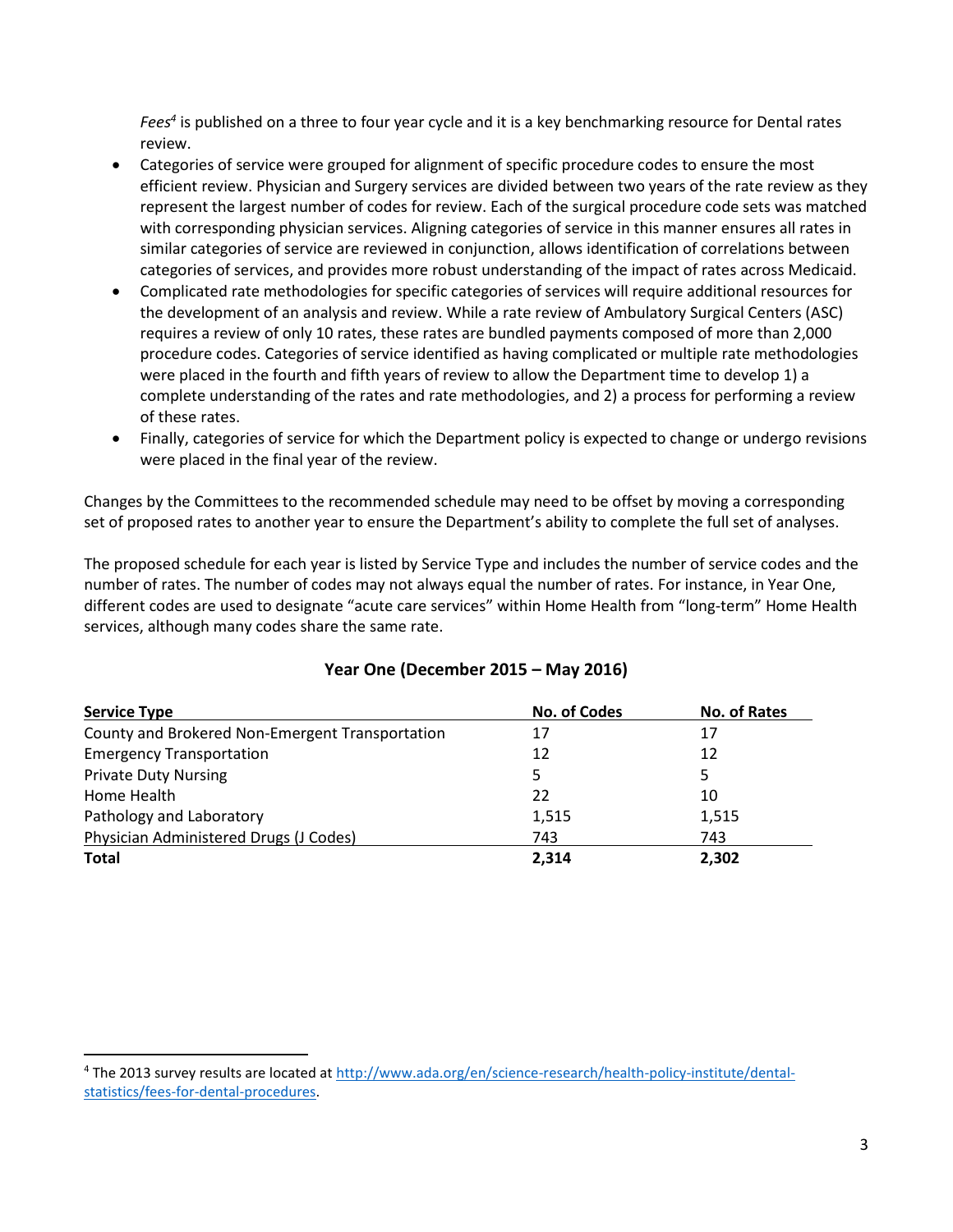*Fees*[4] is published on a three to four year cycle and it is a key benchmarking resource for Dental rates review.

- Categories of service were grouped for alignment of specific procedure codes to ensure the most efficient review. Physician and Surgery services are divided between two years of the rate review as they represent the largest number of codes for review. Each of the surgical procedure code sets was matched with corresponding physician services. Aligning categories of service in this manner ensures all rates in similar categories of service are reviewed in conjunction, allows identification of correlations between categories of services, and provides more robust understanding of the impact of rates across Medicaid.
- Complicated rate methodologies for specific categories of services will require additional resources for the development of an analysis and review. While a rate review of Ambulatory Surgical Centers (ASC) requires a review of only 10 rates, these rates are bundled payments composed of more than 2,000 procedure codes. Categories of service identified as having complicated or multiple rate methodologies were placed in the fourth and fifth years of review to allow the Department time to develop 1) a complete understanding of the rates and rate methodologies, and 2) a process for performing a review of these rates.
- Finally, categories of service for which the Department policy is expected to change or undergo revisions were placed in the final year of the review.

Changes by the Committees to the recommended schedule may need to be offset by moving a corresponding set of proposed rates to another year to ensure the Department's ability to complete the full set of analyses.

The proposed schedule for each year is listed by Service Type and includes the number of service codes and the number of rates. The number of codes may not always equal the number of rates. For instance, in Year One, different codes are used to designate "acute care services" within Home Health from "long-term" Home Health services, although many codes share the same rate.

### Year One (December 2015 – May 2016)

| Service Type | No. of Codes | No. of Rates |
|---|---|---|
| County and Brokered Non-Emergent Transportation | 17 | 17 |
| Emergency Transportation | 12 | 12 |
| Private Duty Nursing | 5 | 5 |
| Home Health | 22 | 10 |
| Pathology and Laboratory | 1,515 | 1,515 |
| Physician Administered Drugs (J Codes) | 743 | 743 |
| **Total** | **2,314** | **2,302** |

[4] The 2013 survey results are located at http://www.ada.org/en/science-research/health-policy-institute/dental-statistics/fees-for-dental-procedures.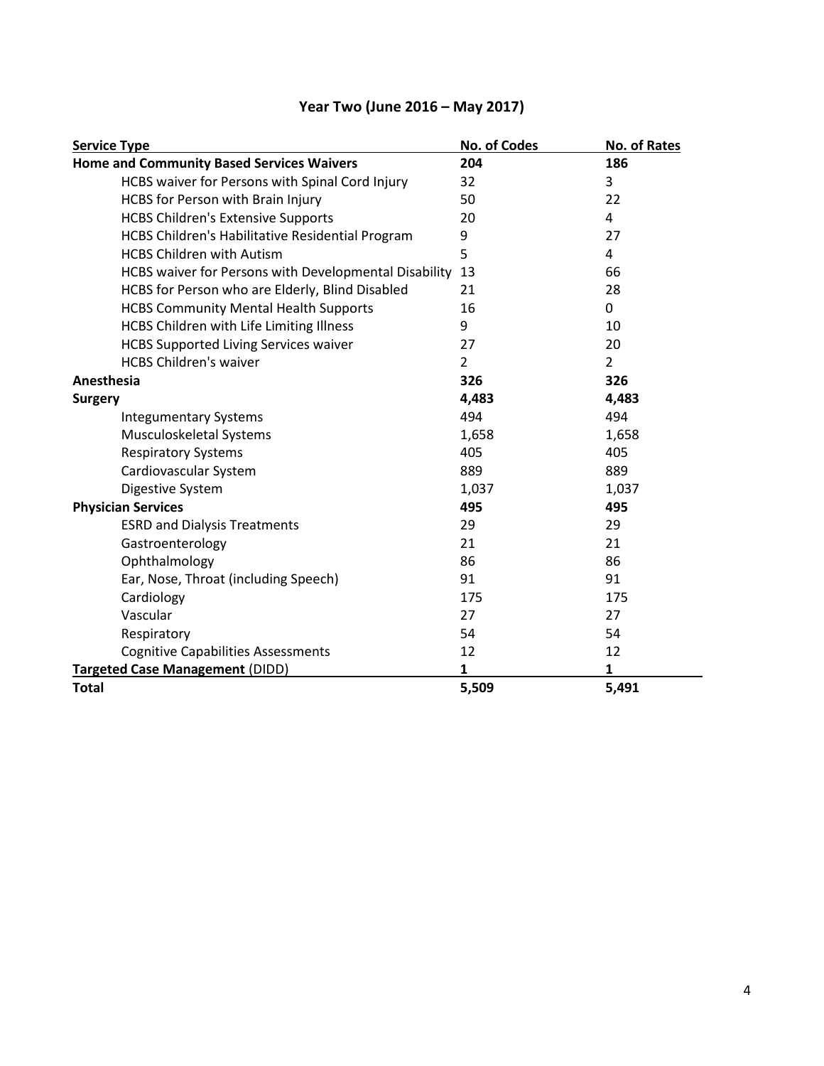## Year Two (June 2016 – May 2017)

| Service Type | No. of Codes | No. of Rates |
|---|---|---|
| **Home and Community Based Services Waivers** | **204** | **186** |
| HCBS waiver for Persons with Spinal Cord Injury | 32 | 3 |
| HCBS for Person with Brain Injury | 50 | 22 |
| HCBS Children's Extensive Supports | 20 | 4 |
| HCBS Children's Habilitative Residential Program | 9 | 27 |
| HCBS Children with Autism | 5 | 4 |
| HCBS waiver for Persons with Developmental Disability | 13 | 66 |
| HCBS for Person who are Elderly, Blind Disabled | 21 | 28 |
| HCBS Community Mental Health Supports | 16 | 0 |
| HCBS Children with Life Limiting Illness | 9 | 10 |
| HCBS Supported Living Services waiver | 27 | 20 |
| HCBS Children's waiver | 2 | 2 |
| **Anesthesia** | **326** | **326** |
| **Surgery** | **4,483** | **4,483** |
| Integumentary Systems | 494 | 494 |
| Musculoskeletal Systems | 1,658 | 1,658 |
| Respiratory Systems | 405 | 405 |
| Cardiovascular System | 889 | 889 |
| Digestive System | 1,037 | 1,037 |
| **Physician Services** | **495** | **495** |
| ESRD and Dialysis Treatments | 29 | 29 |
| Gastroenterology | 21 | 21 |
| Ophthalmology | 86 | 86 |
| Ear, Nose, Throat (including Speech) | 91 | 91 |
| Cardiology | 175 | 175 |
| Vascular | 27 | 27 |
| Respiratory | 54 | 54 |
| Cognitive Capabilities Assessments | 12 | 12 |
| **Targeted Case Management** (DIDD) | **1** | **1** |
| **Total** | **5,509** | **5,491** |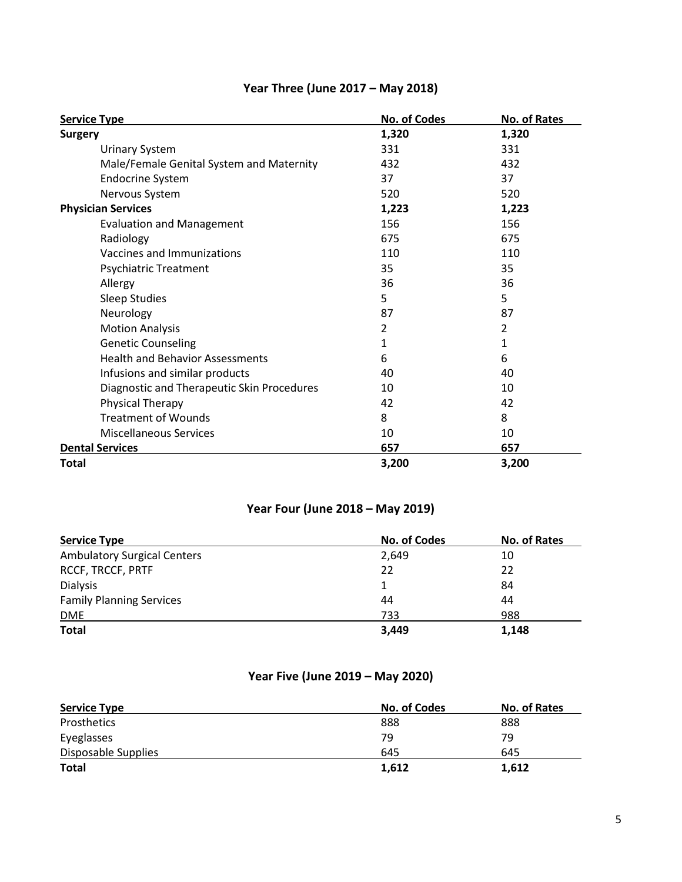## Year Three (June 2017 – May 2018)

| Service Type | No. of Codes | No. of Rates |
| --- | --- | --- |
| **Surgery** | **1,320** | **1,320** |
| Urinary System | 331 | 331 |
| Male/Female Genital System and Maternity | 432 | 432 |
| Endocrine System | 37 | 37 |
| Nervous System | 520 | 520 |
| **Physician Services** | **1,223** | **1,223** |
| Evaluation and Management | 156 | 156 |
| Radiology | 675 | 675 |
| Vaccines and Immunizations | 110 | 110 |
| Psychiatric Treatment | 35 | 35 |
| Allergy | 36 | 36 |
| Sleep Studies | 5 | 5 |
| Neurology | 87 | 87 |
| Motion Analysis | 2 | 2 |
| Genetic Counseling | 1 | 1 |
| Health and Behavior Assessments | 6 | 6 |
| Infusions and similar products | 40 | 40 |
| Diagnostic and Therapeutic Skin Procedures | 10 | 10 |
| Physical Therapy | 42 | 42 |
| Treatment of Wounds | 8 | 8 |
| Miscellaneous Services | 10 | 10 |
| **Dental Services** | **657** | **657** |
| **Total** | **3,200** | **3,200** |

## Year Four (June 2018 – May 2019)

| Service Type | No. of Codes | No. of Rates |
| --- | --- | --- |
| Ambulatory Surgical Centers | 2,649 | 10 |
| RCCF, TRCCF, PRTF | 22 | 22 |
| Dialysis | 1 | 84 |
| Family Planning Services | 44 | 44 |
| DME | 733 | 988 |
| **Total** | **3,449** | **1,148** |

## Year Five (June 2019 – May 2020)

| Service Type | No. of Codes | No. of Rates |
| --- | --- | --- |
| Prosthetics | 888 | 888 |
| Eyeglasses | 79 | 79 |
| Disposable Supplies | 645 | 645 |
| **Total** | **1,612** | **1,612** |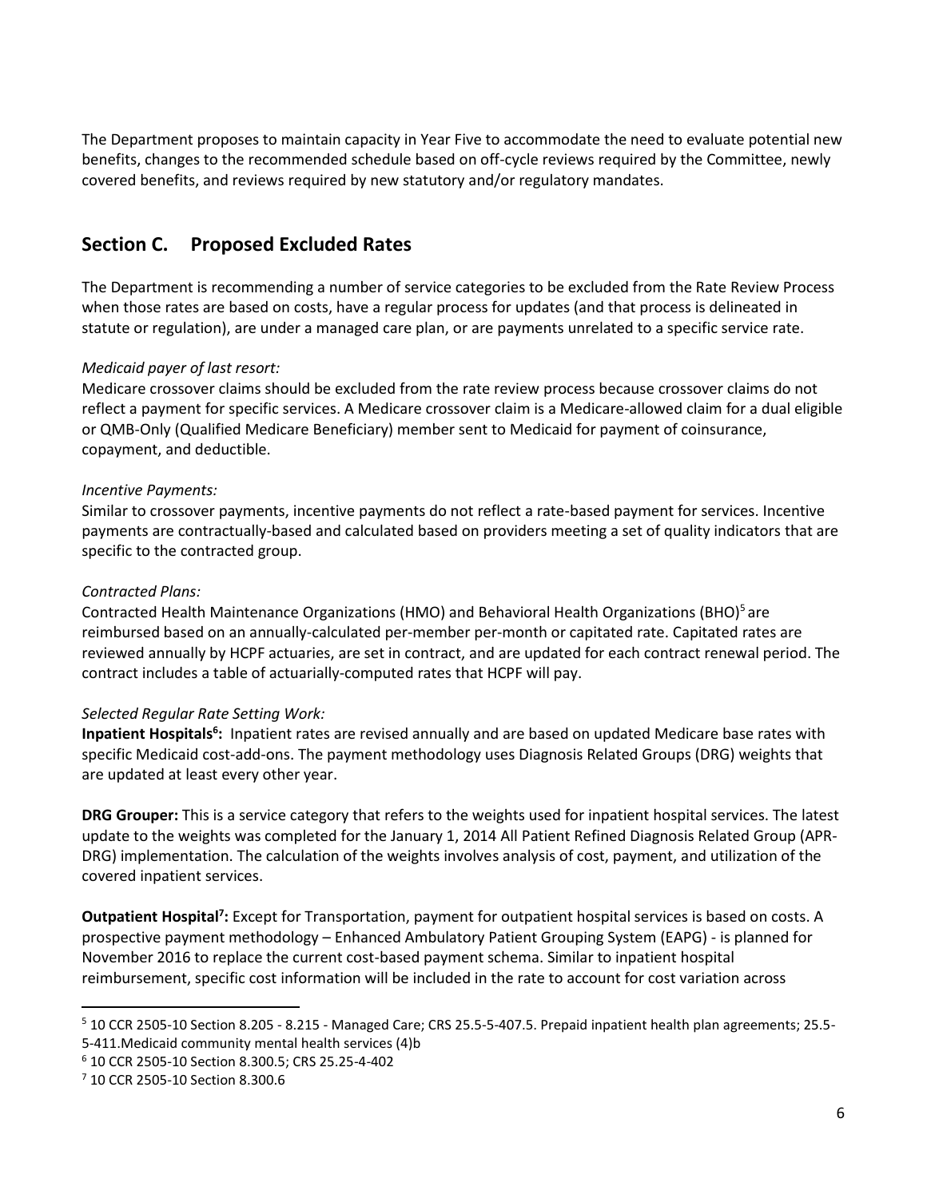The Department proposes to maintain capacity in Year Five to accommodate the need to evaluate potential new benefits, changes to the recommended schedule based on off-cycle reviews required by the Committee, newly covered benefits, and reviews required by new statutory and/or regulatory mandates.

## Section C. Proposed Excluded Rates

The Department is recommending a number of service categories to be excluded from the Rate Review Process when those rates are based on costs, have a regular process for updates (and that process is delineated in statute or regulation), are under a managed care plan, or are payments unrelated to a specific service rate.

*Medicaid payer of last resort:*

Medicare crossover claims should be excluded from the rate review process because crossover claims do not reflect a payment for specific services. A Medicare crossover claim is a Medicare-allowed claim for a dual eligible or QMB-Only (Qualified Medicare Beneficiary) member sent to Medicaid for payment of coinsurance, copayment, and deductible.

*Incentive Payments:*

Similar to crossover payments, incentive payments do not reflect a rate-based payment for services. Incentive payments are contractually-based and calculated based on providers meeting a set of quality indicators that are specific to the contracted group.

*Contracted Plans:*

Contracted Health Maintenance Organizations (HMO) and Behavioral Health Organizations (BHO)[5] are reimbursed based on an annually-calculated per-member per-month or capitated rate. Capitated rates are reviewed annually by HCPF actuaries, are set in contract, and are updated for each contract renewal period. The contract includes a table of actuarially-computed rates that HCPF will pay.

*Selected Regular Rate Setting Work:*

**Inpatient Hospitals[6]:** Inpatient rates are revised annually and are based on updated Medicare base rates with specific Medicaid cost-add-ons. The payment methodology uses Diagnosis Related Groups (DRG) weights that are updated at least every other year.

**DRG Grouper:** This is a service category that refers to the weights used for inpatient hospital services. The latest update to the weights was completed for the January 1, 2014 All Patient Refined Diagnosis Related Group (APR-DRG) implementation. The calculation of the weights involves analysis of cost, payment, and utilization of the covered inpatient services.

**Outpatient Hospital[7]:** Except for Transportation, payment for outpatient hospital services is based on costs. A prospective payment methodology – Enhanced Ambulatory Patient Grouping System (EAPG) - is planned for November 2016 to replace the current cost-based payment schema. Similar to inpatient hospital reimbursement, specific cost information will be included in the rate to account for cost variation across

---

[5] 10 CCR 2505-10 Section 8.205 - 8.215 - Managed Care; CRS 25.5-5-407.5. Prepaid inpatient health plan agreements; 25.5-5-411.Medicaid community mental health services (4)b

[6] 10 CCR 2505-10 Section 8.300.5; CRS 25.25-4-402

[7] 10 CCR 2505-10 Section 8.300.6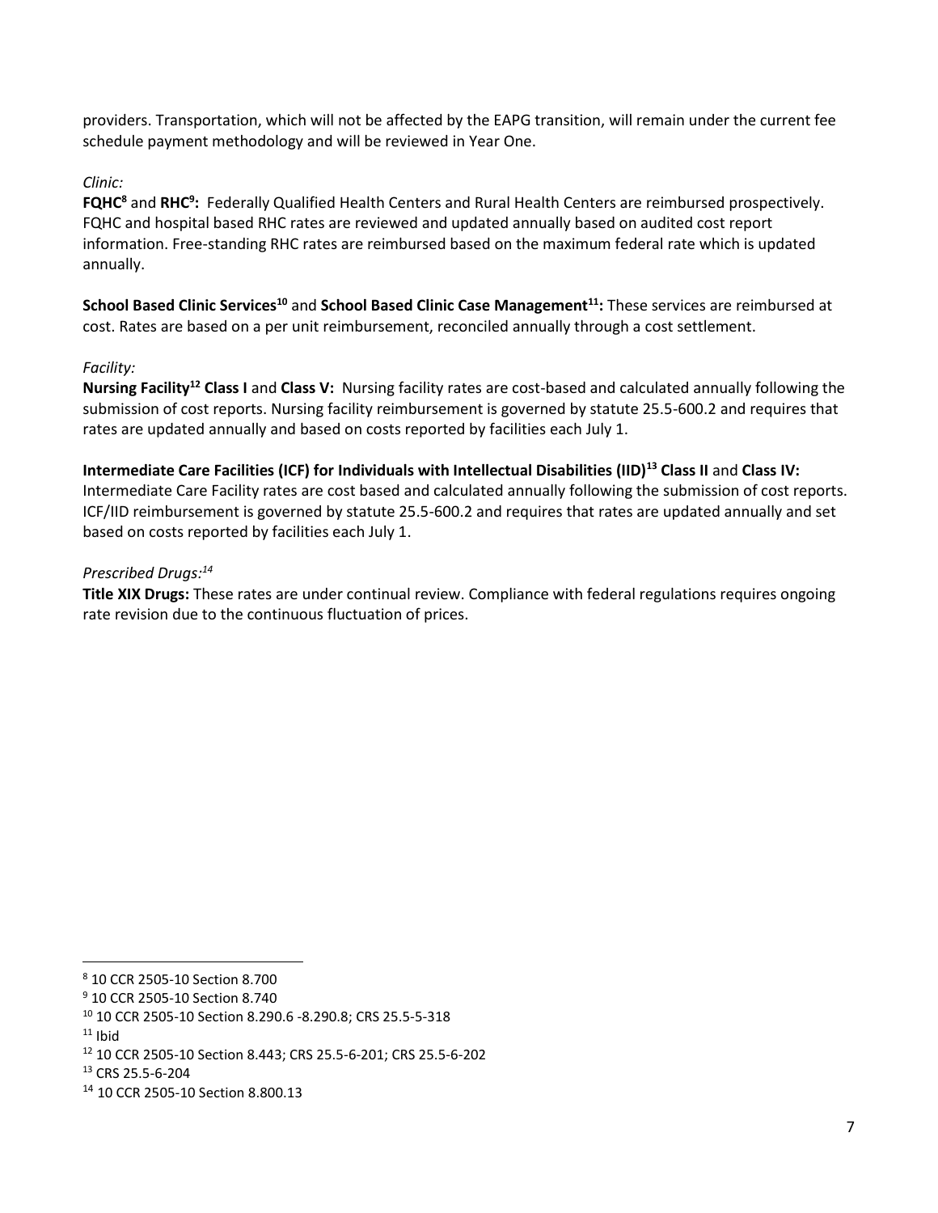providers. Transportation, which will not be affected by the EAPG transition, will remain under the current fee schedule payment methodology and will be reviewed in Year One.

*Clinic:*

**FQHC**[8] and **RHC**[9]**:** Federally Qualified Health Centers and Rural Health Centers are reimbursed prospectively. FQHC and hospital based RHC rates are reviewed and updated annually based on audited cost report information. Free-standing RHC rates are reimbursed based on the maximum federal rate which is updated annually.

**School Based Clinic Services**[10] and **School Based Clinic Case Management**[11]**:** These services are reimbursed at cost. Rates are based on a per unit reimbursement, reconciled annually through a cost settlement.

*Facility:*

**Nursing Facility**[12] **Class I** and **Class V:** Nursing facility rates are cost-based and calculated annually following the submission of cost reports. Nursing facility reimbursement is governed by statute 25.5-600.2 and requires that rates are updated annually and based on costs reported by facilities each July 1.

**Intermediate Care Facilities (ICF) for Individuals with Intellectual Disabilities (IID)**[13] **Class II** and **Class IV:** Intermediate Care Facility rates are cost based and calculated annually following the submission of cost reports. ICF/IID reimbursement is governed by statute 25.5-600.2 and requires that rates are updated annually and set based on costs reported by facilities each July 1.

*Prescribed Drugs:*[14]

**Title XIX Drugs:** These rates are under continual review. Compliance with federal regulations requires ongoing rate revision due to the continuous fluctuation of prices.

---

[8] 10 CCR 2505-10 Section 8.700

[9] 10 CCR 2505-10 Section 8.740

[10] 10 CCR 2505-10 Section 8.290.6 -8.290.8; CRS 25.5-5-318

[11] Ibid

[12] 10 CCR 2505-10 Section 8.443; CRS 25.5-6-201; CRS 25.5-6-202

[13] CRS 25.5-6-204

[14] 10 CCR 2505-10 Section 8.800.13